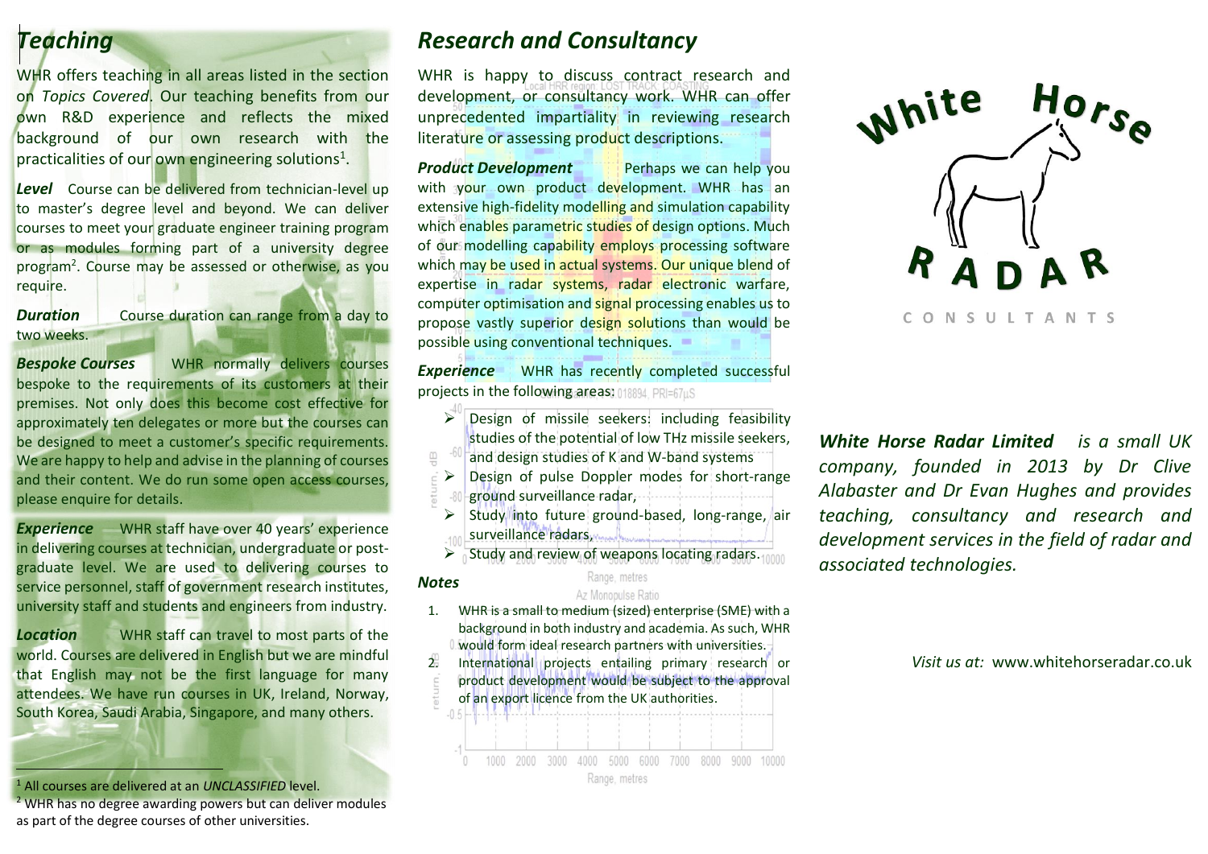# Teaching

WHR offers teaching in all areas listed in the section on *Topics Covered*. Our teaching benefits from our own R&D experience and reflects the mixed background of our own research with the practicalities of our own engineering solutions[1].

***Level*** Course can be delivered from technician-level up to master's degree level and beyond. We can deliver courses to meet your graduate engineer training program or as modules forming part of a university degree program[2]. Course may be assessed or otherwise, as you require.

***Duration*** Course duration can range from a day to two weeks.

***Bespoke Courses*** WHR normally delivers courses bespoke to the requirements of its customers at their premises. Not only does this become cost effective for approximately ten delegates or more but the courses can be designed to meet a customer's specific requirements. We are happy to help and advise in the planning of courses and their content. We do run some open access courses, please enquire for details.

***Experience*** WHR staff have over 40 years' experience in delivering courses at technician, undergraduate or post-graduate level. We are used to delivering courses to service personnel, staff of government research institutes, university staff and students and engineers from industry.

***Location*** WHR staff can travel to most parts of the world. Courses are delivered in English but we are mindful that English may not be the first language for many attendees. We have run courses in UK, Ireland, Norway, South Korea, Saudi Arabia, Singapore, and many others.

[1] All courses are delivered at an *UNCLASSIFIED* level.

[2] WHR has no degree awarding powers but can deliver modules as part of the degree courses of other universities.

# Research and Consultancy

WHR is happy to discuss contract research and development, or consultancy work. WHR can offer unprecedented impartiality in reviewing research literature or assessing product descriptions.

***Product Development*** Perhaps we can help you with your own product development. WHR has an extensive high-fidelity modelling and simulation capability which enables parametric studies of design options. Much of our modelling capability employs processing software which may be used in actual systems. Our unique blend of expertise in radar systems, radar electronic warfare, computer optimisation and signal processing enables us to propose vastly superior design solutions than would be possible using conventional techniques.

***Experience*** WHR has recently completed successful projects in the following areas:

- Design of missile seekers: including feasibility studies of the potential of low THz missile seekers, and design studies of K and W-band systems
- Design of pulse Doppler modes for short-range ground surveillance radar,
- Study into future ground-based, long-range, air surveillance radars,
- Study and review of weapons locating radars.

***Notes***

1. WHR is a small to medium (sized) enterprise (SME) with a background in both industry and academia. As such, WHR would form ideal research partners with universities.
2. International projects entailing primary research or product development would be subject to the approval of an export licence from the UK authorities.

# White Horse RADAR

CONSULTANTS

***White Horse Radar Limited*** *is a small UK company, founded in 2013 by Dr Clive Alabaster and Dr Evan Hughes and provides teaching, consultancy and research and development services in the field of radar and associated technologies.*

*Visit us at:* www.whitehorseradar.co.uk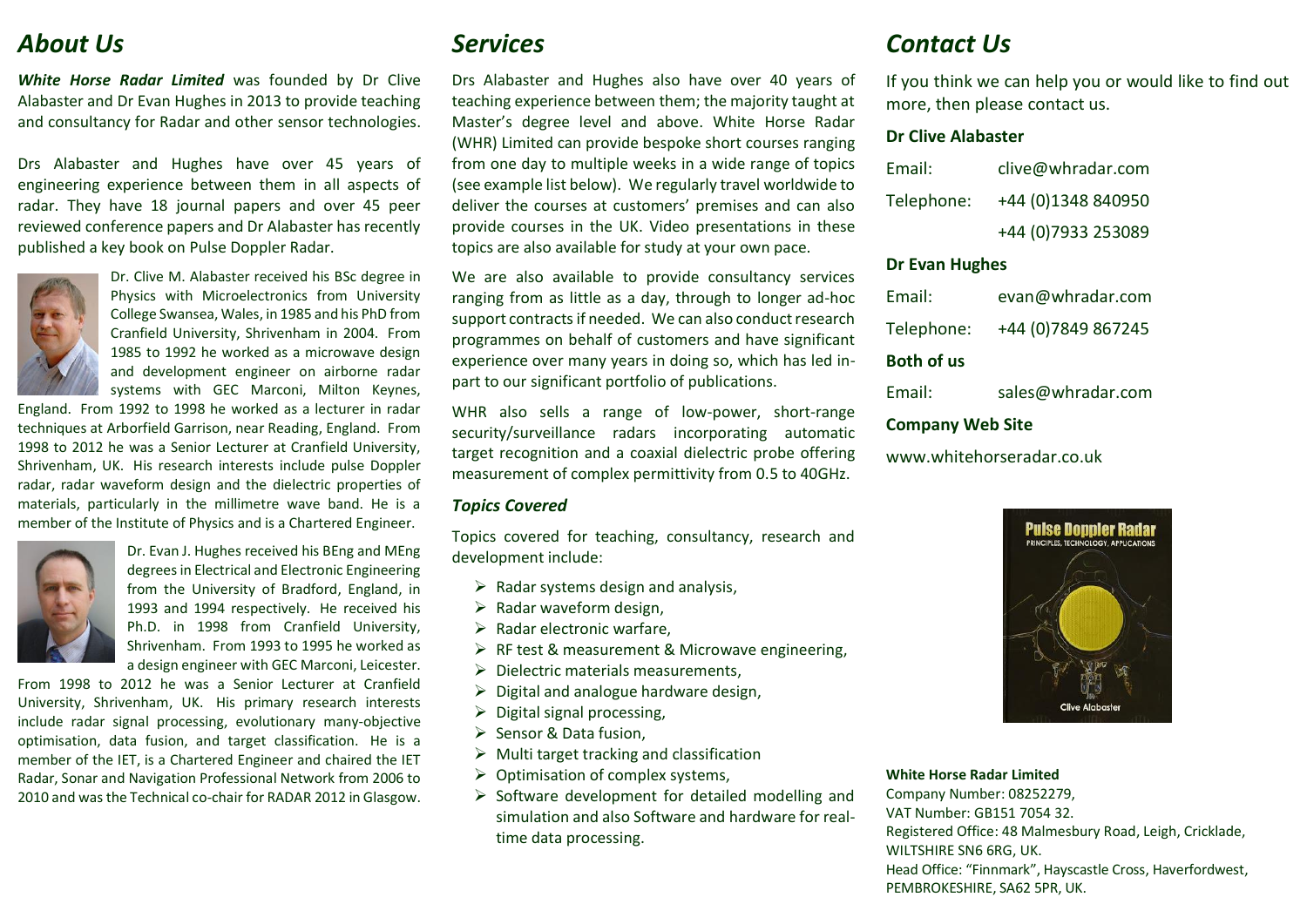## About Us

***White Horse Radar Limited*** was founded by Dr Clive Alabaster and Dr Evan Hughes in 2013 to provide teaching and consultancy for Radar and other sensor technologies.

Drs Alabaster and Hughes have over 45 years of engineering experience between them in all aspects of radar. They have 18 journal papers and over 45 peer reviewed conference papers and Dr Alabaster has recently published a key book on Pulse Doppler Radar.

Dr. Clive M. Alabaster received his BSc degree in Physics with Microelectronics from University College Swansea, Wales, in 1985 and his PhD from Cranfield University, Shrivenham in 2004. From 1985 to 1992 he worked as a microwave design and development engineer on airborne radar systems with GEC Marconi, Milton Keynes, England. From 1992 to 1998 he worked as a lecturer in radar techniques at Arborfield Garrison, near Reading, England. From 1998 to 2012 he was a Senior Lecturer at Cranfield University, Shrivenham, UK. His research interests include pulse Doppler radar, radar waveform design and the dielectric properties of materials, particularly in the millimetre wave band. He is a member of the Institute of Physics and is a Chartered Engineer.

Dr. Evan J. Hughes received his BEng and MEng degrees in Electrical and Electronic Engineering from the University of Bradford, England, in 1993 and 1994 respectively. He received his Ph.D. in 1998 from Cranfield University, Shrivenham. From 1993 to 1995 he worked as a design engineer with GEC Marconi, Leicester. From 1998 to 2012 he was a Senior Lecturer at Cranfield University, Shrivenham, UK. His primary research interests include radar signal processing, evolutionary many-objective optimisation, data fusion, and target classification. He is a member of the IET, is a Chartered Engineer and chaired the IET Radar, Sonar and Navigation Professional Network from 2006 to 2010 and was the Technical co-chair for RADAR 2012 in Glasgow.

## Services

Drs Alabaster and Hughes also have over 40 years of teaching experience between them; the majority taught at Master's degree level and above. White Horse Radar (WHR) Limited can provide bespoke short courses ranging from one day to multiple weeks in a wide range of topics (see example list below). We regularly travel worldwide to deliver the courses at customers' premises and can also provide courses in the UK. Video presentations in these topics are also available for study at your own pace.

We are also available to provide consultancy services ranging from as little as a day, through to longer ad-hoc support contracts if needed. We can also conduct research programmes on behalf of customers and have significant experience over many years in doing so, which has led in-part to our significant portfolio of publications.

WHR also sells a range of low-power, short-range security/surveillance radars incorporating automatic target recognition and a coaxial dielectric probe offering measurement of complex permittivity from 0.5 to 40GHz.

### *Topics Covered*

Topics covered for teaching, consultancy, research and development include:

- Radar systems design and analysis,
- Radar waveform design,
- Radar electronic warfare,
- RF test & measurement & Microwave engineering,
- Dielectric materials measurements,
- Digital and analogue hardware design,
- Digital signal processing,
- Sensor & Data fusion,
- Multi target tracking and classification
- Optimisation of complex systems,
- Software development for detailed modelling and simulation and also Software and hardware for real-time data processing.

## Contact Us

If you think we can help you or would like to find out more, then please contact us.

**Dr Clive Alabaster**

Email: clive@whradar.com

Telephone: +44 (0)1348 840950
+44 (0)7933 253089

**Dr Evan Hughes**

Email: evan@whradar.com

Telephone: +44 (0)7849 867245

**Both of us**

Email: sales@whradar.com

**Company Web Site**

www.whitehorseradar.co.uk

Pulse Doppler Radar
PRINCIPLES, TECHNOLOGY, APPLICATIONS
Clive Alabaster

**White Horse Radar Limited**
Company Number: 08252279,
VAT Number: GB151 7054 32.
Registered Office: 48 Malmesbury Road, Leigh, Cricklade, WILTSHIRE SN6 6RG, UK.
Head Office: "Finnmark", Hayscastle Cross, Haverfordwest, PEMBROKESHIRE, SA62 5PR, UK.